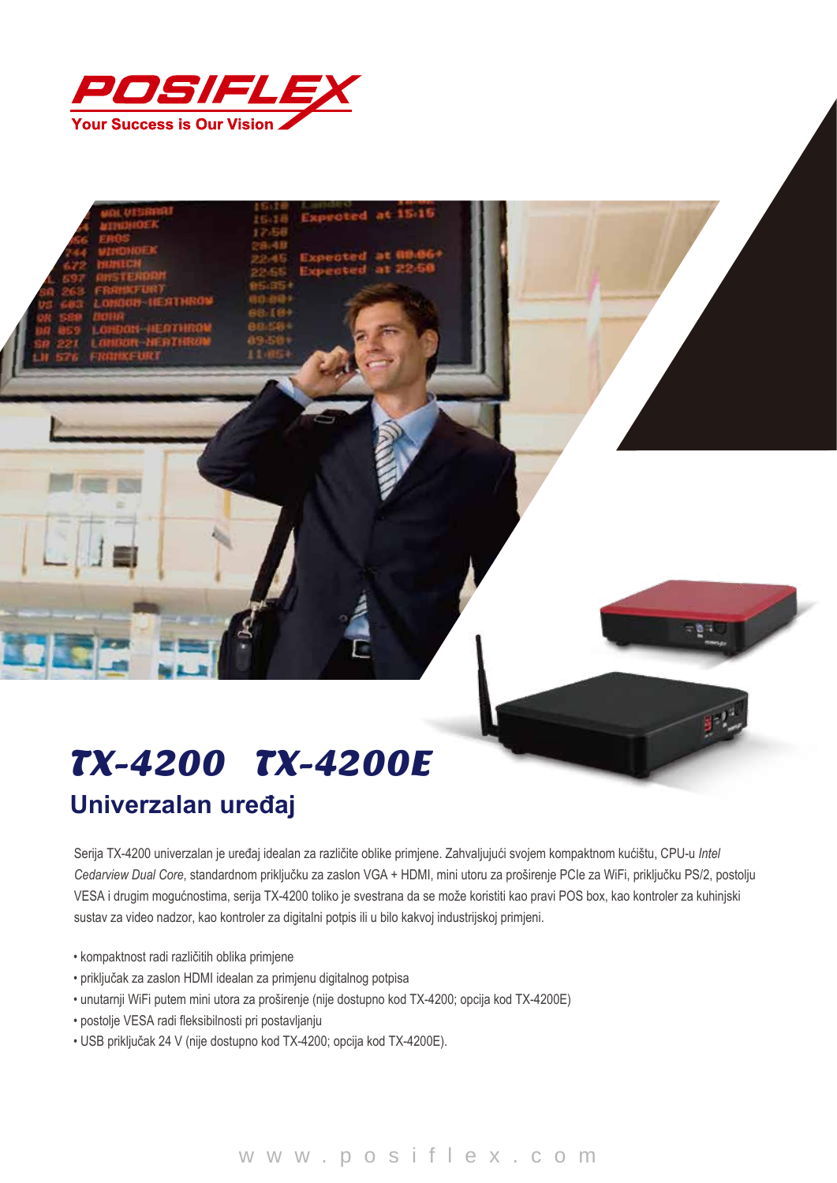POSIFLEX

Your Success is Our Vision

# TX-4200 TX-4200E

## Univerzalan uređaj

Serija TX-4200 univerzalan je uređaj idealan za različite oblike primjene. Zahvaljujući svojem kompaktnom kućištu, CPU-u *Intel Cedarview Dual Core*, standardnom priključku za zaslon VGA + HDMI, mini utoru za proširenje PCIe za WiFi, priključku PS/2, postolju VESA i drugim mogućnostima, serija TX-4200 toliko je svestrana da se može koristiti kao pravi POS box, kao kontroler za kuhinjski sustav za video nadzor, kao kontroler za digitalni potpis ili u bilo kakvoj industrijskoj primjeni.

- kompaktnost radi različitih oblika primjene
- priključak za zaslon HDMI idealan za primjenu digitalnog potpisa
- unutarnji WiFi putem mini utora za proširenje (nije dostupno kod TX-4200; opcija kod TX-4200E)
- postolje VESA radi fleksibilnosti pri postavljanju
- USB priključak 24 V (nije dostupno kod TX-4200; opcija kod TX-4200E).

www.posiflex.com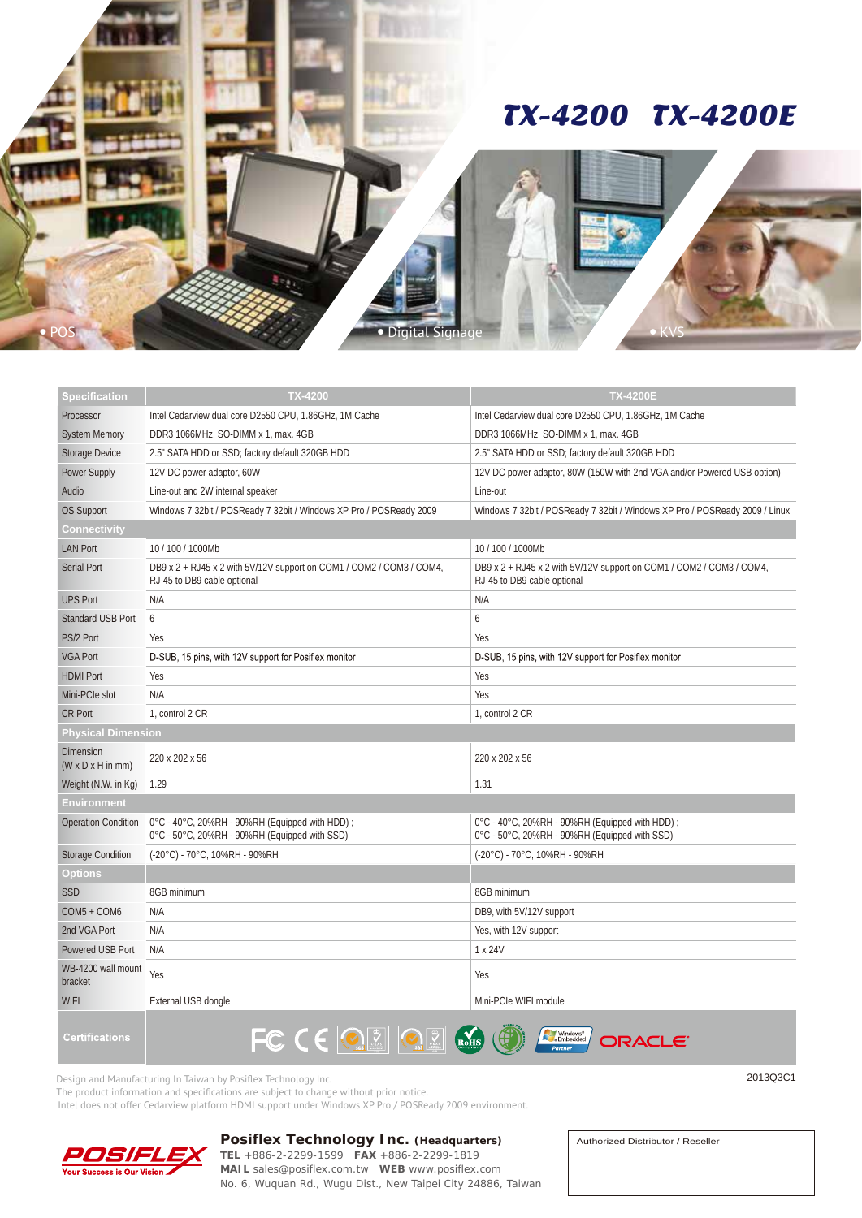# TX-4200 TX-4200E

• POS • Digital Signage • KVS

| Specification | TX-4200 | TX-4200E |
|---|---|---|
| Processor | Intel Cedarview dual core D2550 CPU, 1.86GHz, 1M Cache | Intel Cedarview dual core D2550 CPU, 1.86GHz, 1M Cache |
| System Memory | DDR3 1066MHz, SO-DIMM x 1, max. 4GB | DDR3 1066MHz, SO-DIMM x 1, max. 4GB |
| Storage Device | 2.5" SATA HDD or SSD; factory default 320GB HDD | 2.5" SATA HDD or SSD; factory default 320GB HDD |
| Power Supply | 12V DC power adaptor, 60W | 12V DC power adaptor, 80W (150W with 2nd VGA and/or Powered USB option) |
| Audio | Line-out and 2W internal speaker | Line-out |
| OS Support | Windows 7 32bit / POSReady 7 32bit / Windows XP Pro / POSReady 2009 | Windows 7 32bit / POSReady 7 32bit / Windows XP Pro / POSReady 2009 / Linux |
| **Connectivity** | | |
| LAN Port | 10 / 100 / 1000Mb | 10 / 100 / 1000Mb |
| Serial Port | DB9 x 2 + RJ45 x 2 with 5V/12V support on COM1 / COM2 / COM3 / COM4, RJ-45 to DB9 cable optional | DB9 x 2 + RJ45 x 2 with 5V/12V support on COM1 / COM2 / COM3 / COM4, RJ-45 to DB9 cable optional |
| UPS Port | N/A | N/A |
| Standard USB Port | 6 | 6 |
| PS/2 Port | Yes | Yes |
| VGA Port | D-SUB, 15 pins, with 12V support for Posiflex monitor | D-SUB, 15 pins, with 12V support for Posiflex monitor |
| HDMI Port | Yes | Yes |
| Mini-PCIe slot | N/A | Yes |
| CR Port | 1, control 2 CR | 1, control 2 CR |
| **Physical Dimension** | | |
| Dimension (W x D x H in mm) | 220 x 202 x 56 | 220 x 202 x 56 |
| Weight (N.W. in Kg) | 1.29 | 1.31 |
| **Environment** | | |
| Operation Condition | 0°C - 40°C, 20%RH - 90%RH (Equipped with HDD) ; 0°C - 50°C, 20%RH - 90%RH (Equipped with SSD) | 0°C - 40°C, 20%RH - 90%RH (Equipped with HDD) ; 0°C - 50°C, 20%RH - 90%RH (Equipped with SSD) |
| Storage Condition | (-20°C) - 70°C, 10%RH - 90%RH | (-20°C) - 70°C, 10%RH - 90%RH |
| **Options** | | |
| SSD | 8GB minimum | 8GB minimum |
| COM5 + COM6 | N/A | DB9, with 5V/12V support |
| 2nd VGA Port | N/A | Yes, with 12V support |
| Powered USB Port | N/A | 1 x 24V |
| WB-4200 wall mount bracket | Yes | Yes |
| WIFI | External USB dongle | Mini-PCIe WIFI module |
| **Certifications** | FC CE RoHS Windows Embedded Partner ORACLE | |

Design and Manufacturing In Taiwan by Posiflex Technology Inc.
The product information and specifications are subject to change without prior notice.
Intel does not offer Cedarview platform HDMI support under Windows XP Pro / POSReady 2009 environment.

2013Q3C1

POSIFLEX
Your Success is Our Vision

**Posiflex Technology Inc. (Headquarters)**
**TEL** +886-2-2299-1599 **FAX** +886-2-2299-1819
**MAIL** sales@posiflex.com.tw **WEB** www.posiflex.com
No. 6, Wuquan Rd., Wugu Dist., New Taipei City 24886, Taiwan

Authorized Distributor / Reseller